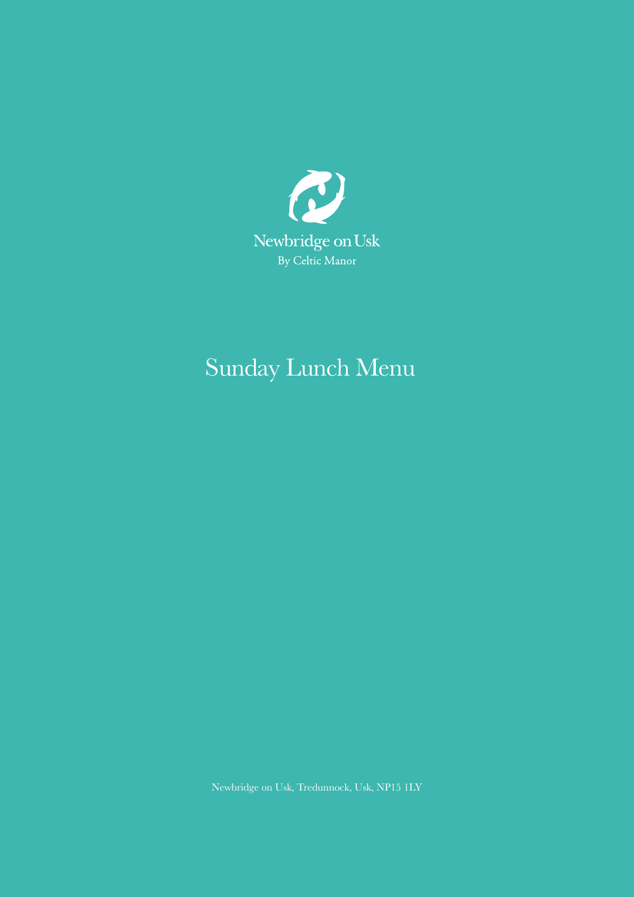Newbridge on Usk

By Celtic Manor

# Sunday Lunch Menu

Newbridge on Usk, Tredunnock, Usk, NP15 1LY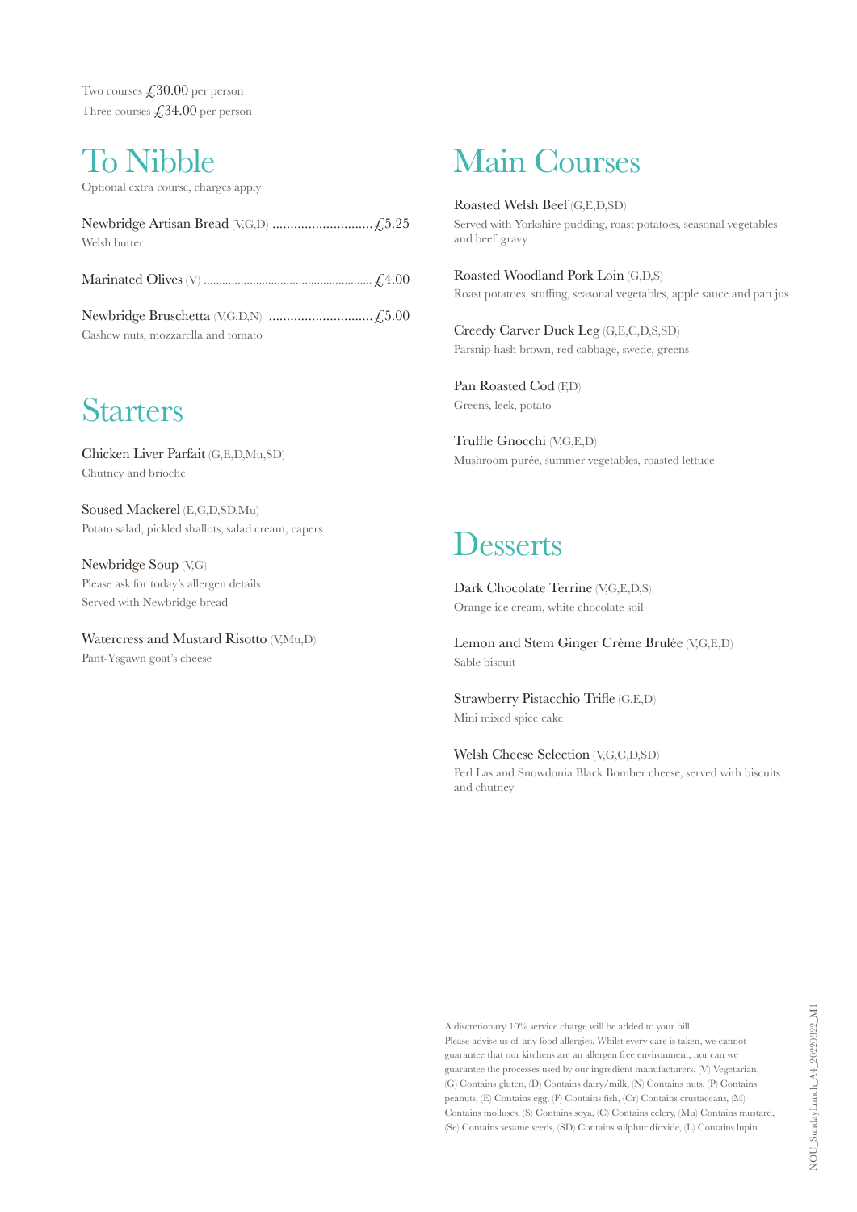Two courses £30.00 per person
Three courses £34.00 per person

# To Nibble

Optional extra course, charges apply

Newbridge Artisan Bread (V,G,D) .............................. £5.25
Welsh butter

Marinated Olives (V) .............................. £4.00

Newbridge Bruschetta (V,G,D,N) .............................. £5.00
Cashew nuts, mozzarella and tomato

# Starters

Chicken Liver Parfait (G,E,D,Mu,SD)
Chutney and brioche

Soused Mackerel (E,G,D,SD,Mu)
Potato salad, pickled shallots, salad cream, capers

Newbridge Soup (V,G)
Please ask for today's allergen details
Served with Newbridge bread

Watercress and Mustard Risotto (V,Mu,D)
Pant-Ysgawn goat's cheese

# Main Courses

Roasted Welsh Beef (G,E,D,SD)
Served with Yorkshire pudding, roast potatoes, seasonal vegetables and beef gravy

Roasted Woodland Pork Loin (G,D,S)
Roast potatoes, stuffing, seasonal vegetables, apple sauce and pan jus

Creedy Carver Duck Leg (G,E,C,D,S,SD)
Parsnip hash brown, red cabbage, swede, greens

Pan Roasted Cod (F,D)
Greens, leek, potato

Truffle Gnocchi (V,G,E,D)
Mushroom purée, summer vegetables, roasted lettuce

# Desserts

Dark Chocolate Terrine (V,G,E,D,S)
Orange ice cream, white chocolate soil

Lemon and Stem Ginger Crème Brulée (V,G,E,D)
Sable biscuit

Strawberry Pistacchio Trifle (G,E,D)
Mini mixed spice cake

Welsh Cheese Selection (V,G,C,D,SD)
Perl Las and Snowdonia Black Bomber cheese, served with biscuits and chutney

A discretionary 10% service charge will be added to your bill.
Please advise us of any food allergies. Whilst every care is taken, we cannot guarantee that our kitchens are an allergen free environment, nor can we guarantee the processes used by our ingredient manufacturers. (V) Vegetarian, (G) Contains gluten, (D) Contains dairy/milk, (N) Contains nuts, (P) Contains peanuts, (E) Contains egg, (F) Contains fish, (Cr) Contains crustaceans, (M) Contains molluscs, (S) Contains soya, (C) Contains celery, (Mu) Contains mustard, (Se) Contains sesame seeds, (SD) Contains sulphur dioxide, (L) Contains lupin.

NOU_SundayLunch_A4_20220322_M1